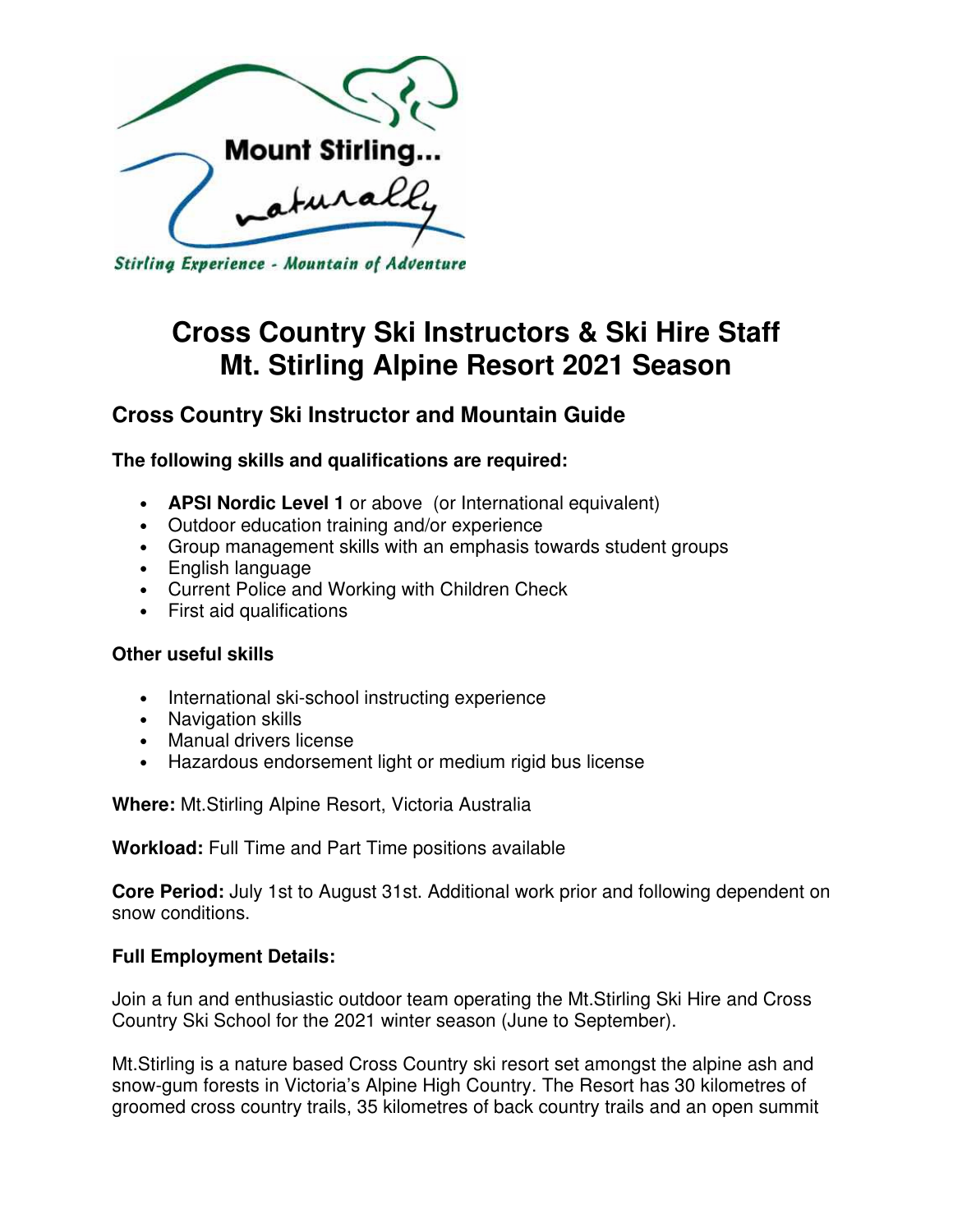Mount Stirling... naturally

*Stirling Experience - Mountain of Adventure*

# Cross Country Ski Instructors & Ski Hire Staff Mt. Stirling Alpine Resort 2021 Season

## Cross Country Ski Instructor and Mountain Guide

**The following skills and qualifications are required:**

- **APSI Nordic Level 1** or above (or International equivalent)
- Outdoor education training and/or experience
- Group management skills with an emphasis towards student groups
- English language
- Current Police and Working with Children Check
- First aid qualifications

**Other useful skills**

- International ski-school instructing experience
- Navigation skills
- Manual drivers license
- Hazardous endorsement light or medium rigid bus license

**Where:** Mt.Stirling Alpine Resort, Victoria Australia

**Workload:** Full Time and Part Time positions available

**Core Period:** July 1st to August 31st. Additional work prior and following dependent on snow conditions.

**Full Employment Details:**

Join a fun and enthusiastic outdoor team operating the Mt.Stirling Ski Hire and Cross Country Ski School for the 2021 winter season (June to September).

Mt.Stirling is a nature based Cross Country ski resort set amongst the alpine ash and snow-gum forests in Victoria's Alpine High Country. The Resort has 30 kilometres of groomed cross country trails, 35 kilometres of back country trails and an open summit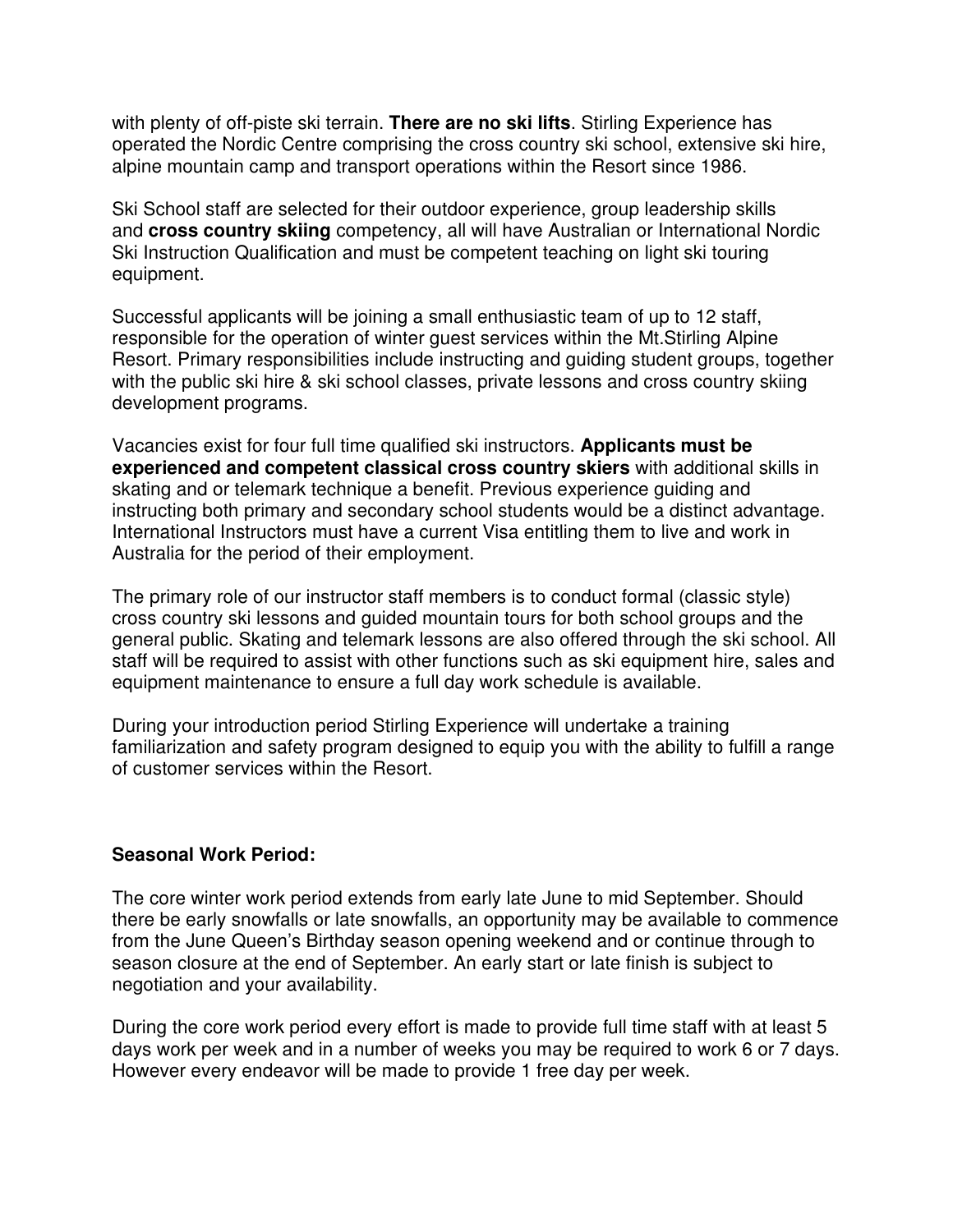with plenty of off-piste ski terrain. **There are no ski lifts**. Stirling Experience has operated the Nordic Centre comprising the cross country ski school, extensive ski hire, alpine mountain camp and transport operations within the Resort since 1986.

Ski School staff are selected for their outdoor experience, group leadership skills and **cross country skiing** competency, all will have Australian or International Nordic Ski Instruction Qualification and must be competent teaching on light ski touring equipment.

Successful applicants will be joining a small enthusiastic team of up to 12 staff, responsible for the operation of winter guest services within the Mt.Stirling Alpine Resort. Primary responsibilities include instructing and guiding student groups, together with the public ski hire & ski school classes, private lessons and cross country skiing development programs.

Vacancies exist for four full time qualified ski instructors. **Applicants must be experienced and competent classical cross country skiers** with additional skills in skating and or telemark technique a benefit. Previous experience guiding and instructing both primary and secondary school students would be a distinct advantage. International Instructors must have a current Visa entitling them to live and work in Australia for the period of their employment.

The primary role of our instructor staff members is to conduct formal (classic style) cross country ski lessons and guided mountain tours for both school groups and the general public. Skating and telemark lessons are also offered through the ski school. All staff will be required to assist with other functions such as ski equipment hire, sales and equipment maintenance to ensure a full day work schedule is available.

During your introduction period Stirling Experience will undertake a training familiarization and safety program designed to equip you with the ability to fulfill a range of customer services within the Resort.

**Seasonal Work Period:**

The core winter work period extends from early late June to mid September. Should there be early snowfalls or late snowfalls, an opportunity may be available to commence from the June Queen's Birthday season opening weekend and or continue through to season closure at the end of September. An early start or late finish is subject to negotiation and your availability.

During the core work period every effort is made to provide full time staff with at least 5 days work per week and in a number of weeks you may be required to work 6 or 7 days. However every endeavor will be made to provide 1 free day per week.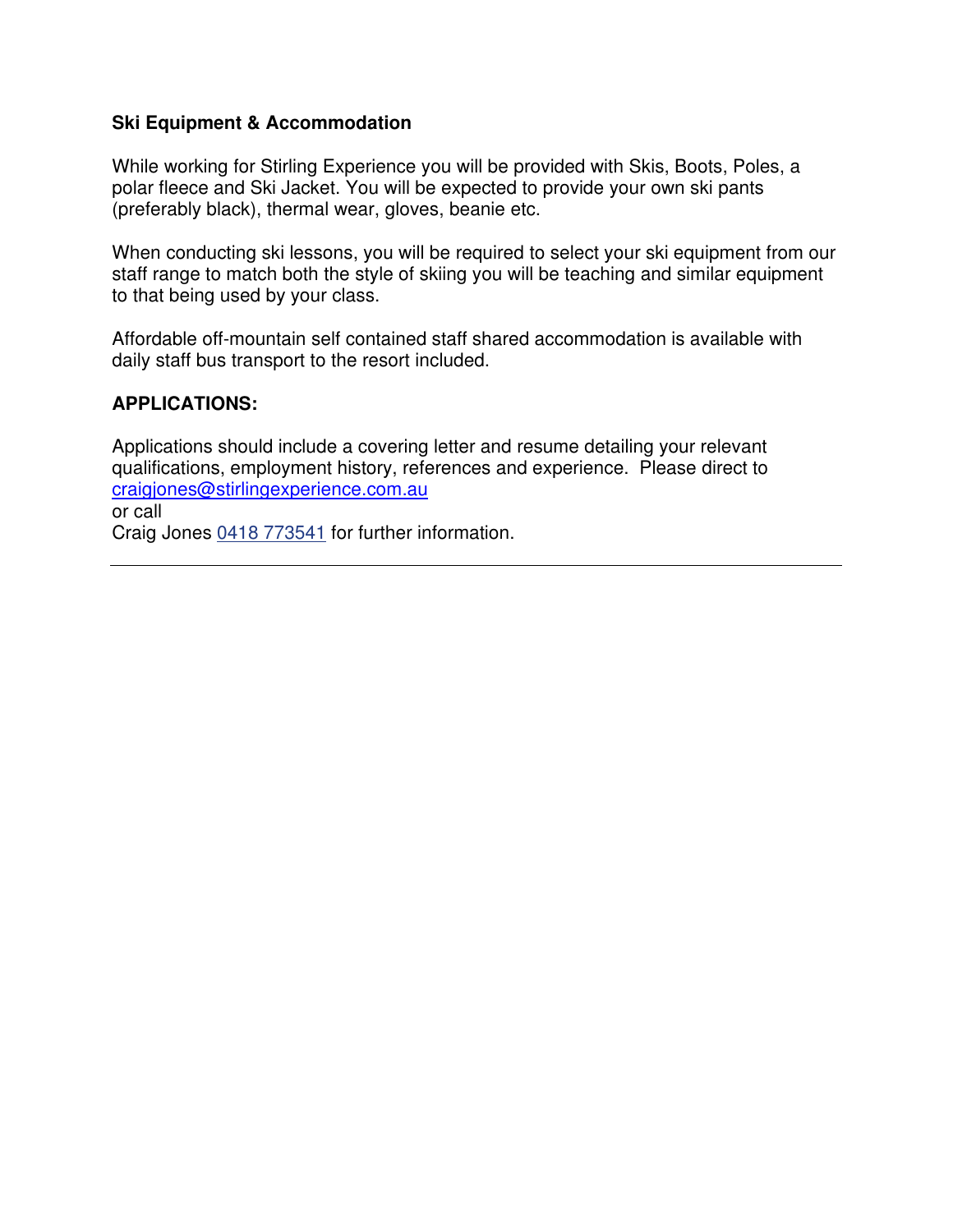**Ski Equipment & Accommodation**

While working for Stirling Experience you will be provided with Skis, Boots, Poles, a polar fleece and Ski Jacket. You will be expected to provide your own ski pants (preferably black), thermal wear, gloves, beanie etc.

When conducting ski lessons, you will be required to select your ski equipment from our staff range to match both the style of skiing you will be teaching and similar equipment to that being used by your class.

Affordable off-mountain self contained staff shared accommodation is available with daily staff bus transport to the resort included.

## APPLICATIONS:

Applications should include a covering letter and resume detailing your relevant qualifications, employment history, references and experience. Please direct to craigjones@stirlingexperience.com.au
or call
Craig Jones 0418 773541 for further information.

---